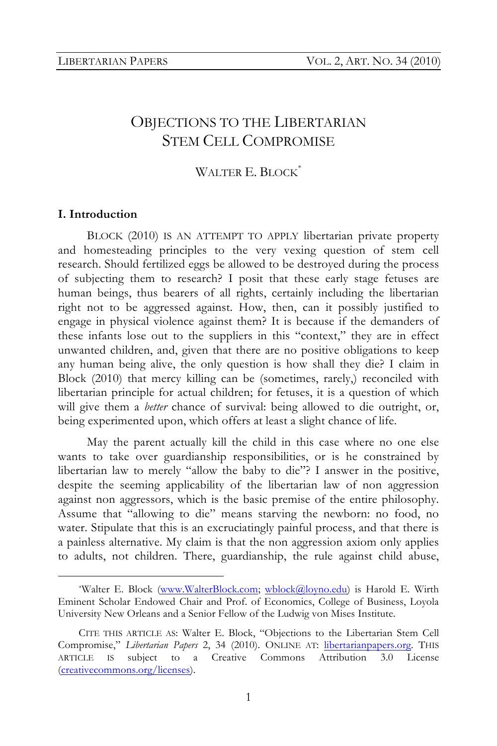# OBJECTIONS TO THE LIBERTARIAN STEM CELL COMPROMISE

WALTER E. BLOCK[*]

## I. Introduction

BLOCK (2010) IS AN ATTEMPT TO APPLY libertarian private property and homesteading principles to the very vexing question of stem cell research. Should fertilized eggs be allowed to be destroyed during the process of subjecting them to research? I posit that these early stage fetuses are human beings, thus bearers of all rights, certainly including the libertarian right not to be aggressed against. How, then, can it possibly justified to engage in physical violence against them? It is because if the demanders of these infants lose out to the suppliers in this "context," they are in effect unwanted children, and, given that there are no positive obligations to keep any human being alive, the only question is how shall they die? I claim in Block (2010) that mercy killing can be (sometimes, rarely,) reconciled with libertarian principle for actual children; for fetuses, it is a question of which will give them a *better* chance of survival: being allowed to die outright, or, being experimented upon, which offers at least a slight chance of life.

May the parent actually kill the child in this case where no one else wants to take over guardianship responsibilities, or is he constrained by libertarian law to merely "allow the baby to die"? I answer in the positive, despite the seeming applicability of the libertarian law of non aggression against non aggressors, which is the basic premise of the entire philosophy. Assume that "allowing to die" means starving the newborn: no food, no water. Stipulate that this is an excruciatingly painful process, and that there is a painless alternative. My claim is that the non aggression axiom only applies to adults, not children. There, guardianship, the rule against child abuse,

---

[*]Walter E. Block (www.WalterBlock.com; wblock@loyno.edu) is Harold E. Wirth Eminent Scholar Endowed Chair and Prof. of Economics, College of Business, Loyola University New Orleans and a Senior Fellow of the Ludwig von Mises Institute.

CITE THIS ARTICLE AS: Walter E. Block, "Objections to the Libertarian Stem Cell Compromise," *Libertarian Papers* 2, 34 (2010). ONLINE AT: libertarianpapers.org. THIS ARTICLE IS subject to a Creative Commons Attribution 3.0 License (creativecommons.org/licenses).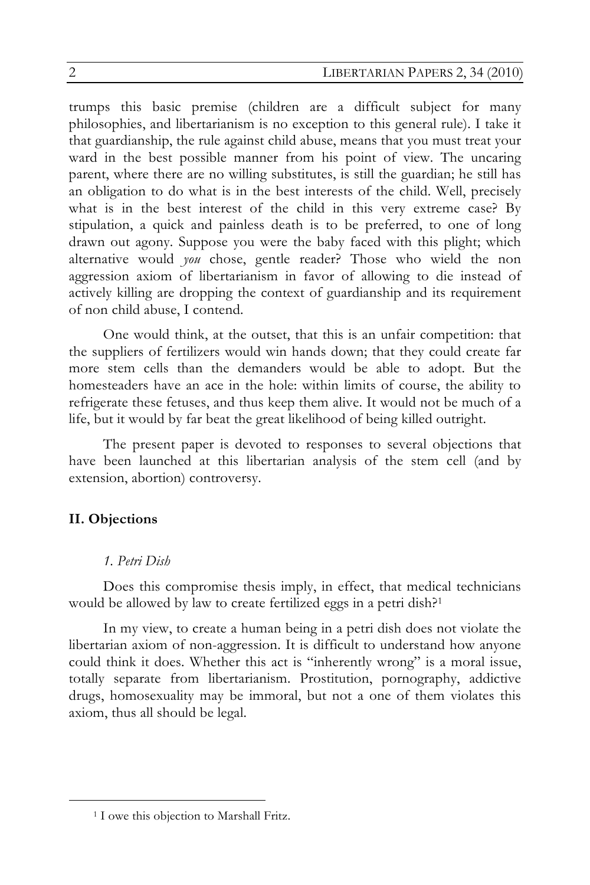trumps this basic premise (children are a difficult subject for many philosophies, and libertarianism is no exception to this general rule). I take it that guardianship, the rule against child abuse, means that you must treat your ward in the best possible manner from his point of view. The uncaring parent, where there are no willing substitutes, is still the guardian; he still has an obligation to do what is in the best interests of the child. Well, precisely what is in the best interest of the child in this very extreme case? By stipulation, a quick and painless death is to be preferred, to one of long drawn out agony. Suppose you were the baby faced with this plight; which alternative would *you* chose, gentle reader? Those who wield the non aggression axiom of libertarianism in favor of allowing to die instead of actively killing are dropping the context of guardianship and its requirement of non child abuse, I contend.

One would think, at the outset, that this is an unfair competition: that the suppliers of fertilizers would win hands down; that they could create far more stem cells than the demanders would be able to adopt. But the homesteaders have an ace in the hole: within limits of course, the ability to refrigerate these fetuses, and thus keep them alive. It would not be much of a life, but it would by far beat the great likelihood of being killed outright.

The present paper is devoted to responses to several objections that have been launched at this libertarian analysis of the stem cell (and by extension, abortion) controversy.

## II. Objections

### *1. Petri Dish*

Does this compromise thesis imply, in effect, that medical technicians would be allowed by law to create fertilized eggs in a petri dish?[1]

In my view, to create a human being in a petri dish does not violate the libertarian axiom of non-aggression. It is difficult to understand how anyone could think it does. Whether this act is "inherently wrong" is a moral issue, totally separate from libertarianism. Prostitution, pornography, addictive drugs, homosexuality may be immoral, but not a one of them violates this axiom, thus all should be legal.

[1] I owe this objection to Marshall Fritz.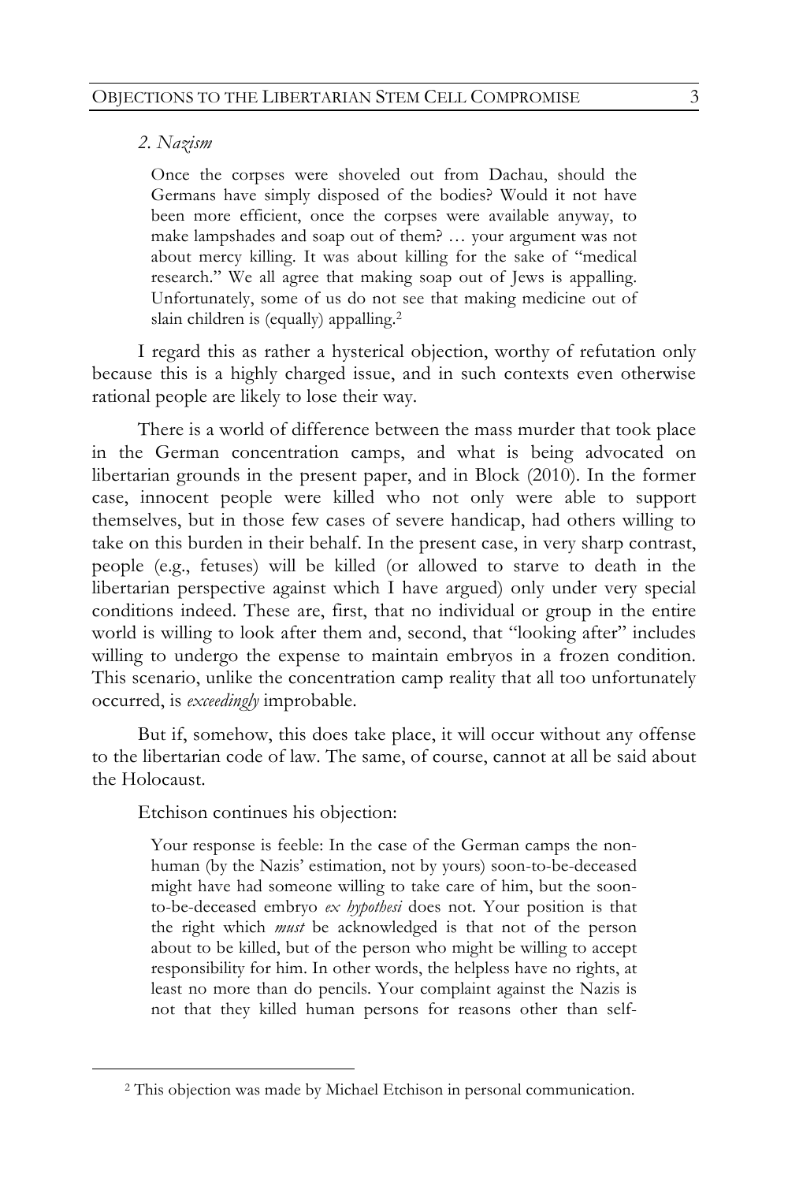*2. Nazism*

> Once the corpses were shoveled out from Dachau, should the Germans have simply disposed of the bodies? Would it not have been more efficient, once the corpses were available anyway, to make lampshades and soap out of them? … your argument was not about mercy killing. It was about killing for the sake of "medical research." We all agree that making soap out of Jews is appalling. Unfortunately, some of us do not see that making medicine out of slain children is (equally) appalling.[2]

I regard this as rather a hysterical objection, worthy of refutation only because this is a highly charged issue, and in such contexts even otherwise rational people are likely to lose their way.

There is a world of difference between the mass murder that took place in the German concentration camps, and what is being advocated on libertarian grounds in the present paper, and in Block (2010). In the former case, innocent people were killed who not only were able to support themselves, but in those few cases of severe handicap, had others willing to take on this burden in their behalf. In the present case, in very sharp contrast, people (e.g., fetuses) will be killed (or allowed to starve to death in the libertarian perspective against which I have argued) only under very special conditions indeed. These are, first, that no individual or group in the entire world is willing to look after them and, second, that "looking after" includes willing to undergo the expense to maintain embryos in a frozen condition. This scenario, unlike the concentration camp reality that all too unfortunately occurred, is *exceedingly* improbable.

But if, somehow, this does take place, it will occur without any offense to the libertarian code of law. The same, of course, cannot at all be said about the Holocaust.

Etchison continues his objection:

> Your response is feeble: In the case of the German camps the non-human (by the Nazis' estimation, not by yours) soon-to-be-deceased might have had someone willing to take care of him, but the soon-to-be-deceased embryo *ex hypothesi* does not. Your position is that the right which *must* be acknowledged is that not of the person about to be killed, but of the person who might be willing to accept responsibility for him. In other words, the helpless have no rights, at least no more than do pencils. Your complaint against the Nazis is not that they killed human persons for reasons other than self-

[2] This objection was made by Michael Etchison in personal communication.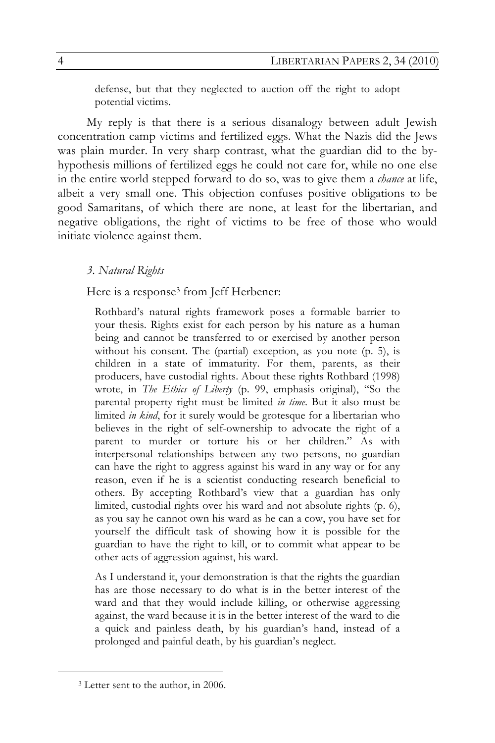> defense, but that they neglected to auction off the right to adopt potential victims.

My reply is that there is a serious disanalogy between adult Jewish concentration camp victims and fertilized eggs. What the Nazis did the Jews was plain murder. In very sharp contrast, what the guardian did to the by-hypothesis millions of fertilized eggs he could not care for, while no one else in the entire world stepped forward to do so, was to give them a *chance* at life, albeit a very small one. This objection confuses positive obligations to be good Samaritans, of which there are none, at least for the libertarian, and negative obligations, the right of victims to be free of those who would initiate violence against them.

### *3. Natural Rights*

Here is a response[3] from Jeff Herbener:

> Rothbard's natural rights framework poses a formable barrier to your thesis. Rights exist for each person by his nature as a human being and cannot be transferred to or exercised by another person without his consent. The (partial) exception, as you note (p. 5), is children in a state of immaturity. For them, parents, as their producers, have custodial rights. About these rights Rothbard (1998) wrote, in *The Ethics of Liberty* (p. 99, emphasis original), "So the parental property right must be limited *in time*. But it also must be limited *in kind*, for it surely would be grotesque for a libertarian who believes in the right of self-ownership to advocate the right of a parent to murder or torture his or her children." As with interpersonal relationships between any two persons, no guardian can have the right to aggress against his ward in any way or for any reason, even if he is a scientist conducting research beneficial to others. By accepting Rothbard's view that a guardian has only limited, custodial rights over his ward and not absolute rights (p. 6), as you say he cannot own his ward as he can a cow, you have set for yourself the difficult task of showing how it is possible for the guardian to have the right to kill, or to commit what appear to be other acts of aggression against, his ward.
>
> As I understand it, your demonstration is that the rights the guardian has are those necessary to do what is in the better interest of the ward and that they would include killing, or otherwise aggressing against, the ward because it is in the better interest of the ward to die a quick and painless death, by his guardian's hand, instead of a prolonged and painful death, by his guardian's neglect.

---

[3] Letter sent to the author, in 2006.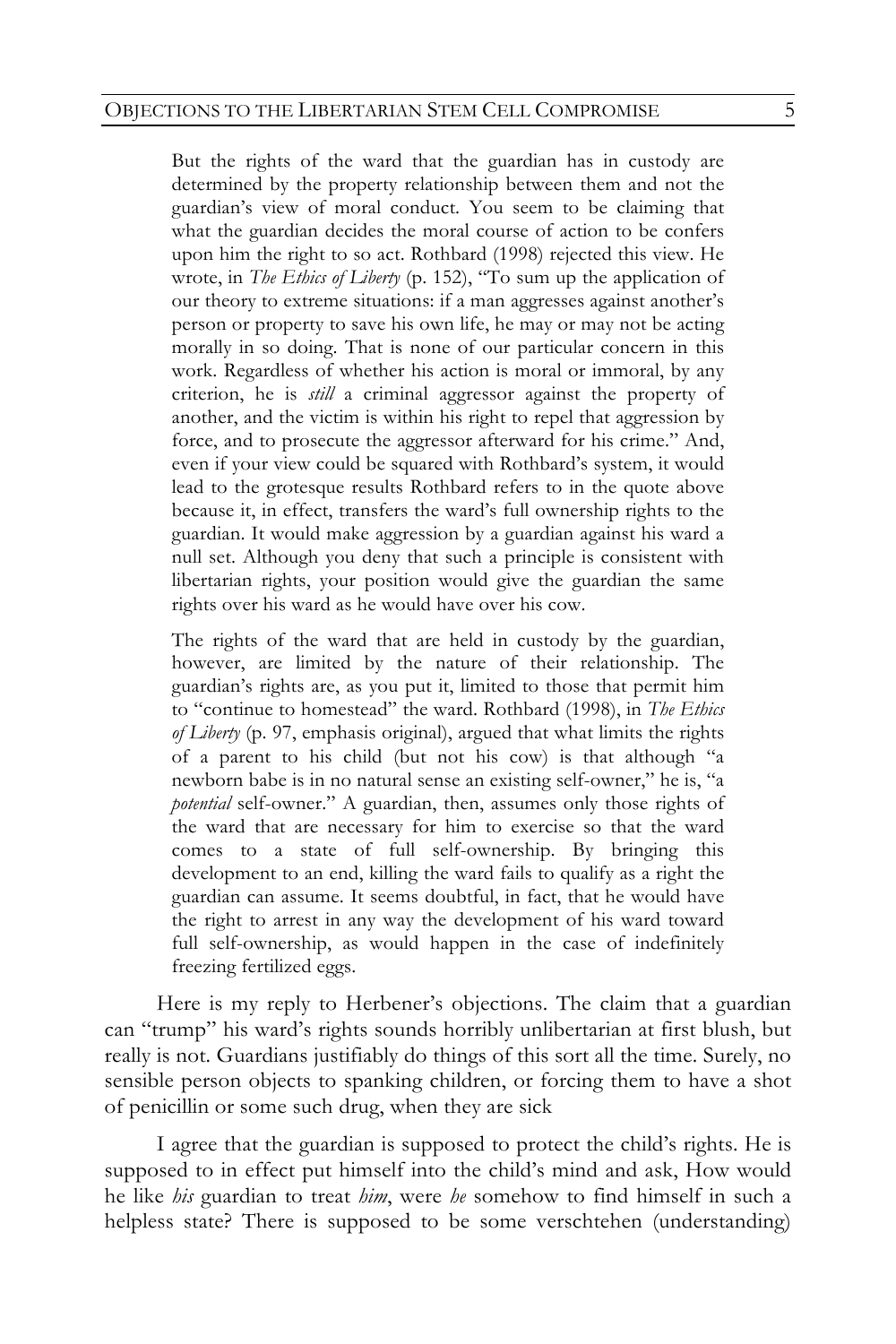> But the rights of the ward that the guardian has in custody are determined by the property relationship between them and not the guardian's view of moral conduct. You seem to be claiming that what the guardian decides the moral course of action to be confers upon him the right to so act. Rothbard (1998) rejected this view. He wrote, in *The Ethics of Liberty* (p. 152), "To sum up the application of our theory to extreme situations: if a man aggresses against another's person or property to save his own life, he may or may not be acting morally in so doing. That is none of our particular concern in this work. Regardless of whether his action is moral or immoral, by any criterion, he is *still* a criminal aggressor against the property of another, and the victim is within his right to repel that aggression by force, and to prosecute the aggressor afterward for his crime." And, even if your view could be squared with Rothbard's system, it would lead to the grotesque results Rothbard refers to in the quote above because it, in effect, transfers the ward's full ownership rights to the guardian. It would make aggression by a guardian against his ward a null set. Although you deny that such a principle is consistent with libertarian rights, your position would give the guardian the same rights over his ward as he would have over his cow.
>
> The rights of the ward that are held in custody by the guardian, however, are limited by the nature of their relationship. The guardian's rights are, as you put it, limited to those that permit him to "continue to homestead" the ward. Rothbard (1998), in *The Ethics of Liberty* (p. 97, emphasis original), argued that what limits the rights of a parent to his child (but not his cow) is that although "a newborn babe is in no natural sense an existing self-owner," he is, "a *potential* self-owner." A guardian, then, assumes only those rights of the ward that are necessary for him to exercise so that the ward comes to a state of full self-ownership. By bringing this development to an end, killing the ward fails to qualify as a right the guardian can assume. It seems doubtful, in fact, that he would have the right to arrest in any way the development of his ward toward full self-ownership, as would happen in the case of indefinitely freezing fertilized eggs.

Here is my reply to Herbener's objections. The claim that a guardian can "trump" his ward's rights sounds horribly unlibertarian at first blush, but really is not. Guardians justifiably do things of this sort all the time. Surely, no sensible person objects to spanking children, or forcing them to have a shot of penicillin or some such drug, when they are sick

I agree that the guardian is supposed to protect the child's rights. He is supposed to in effect put himself into the child's mind and ask, How would he like *his* guardian to treat *him*, were *he* somehow to find himself in such a helpless state? There is supposed to be some verschtehen (understanding)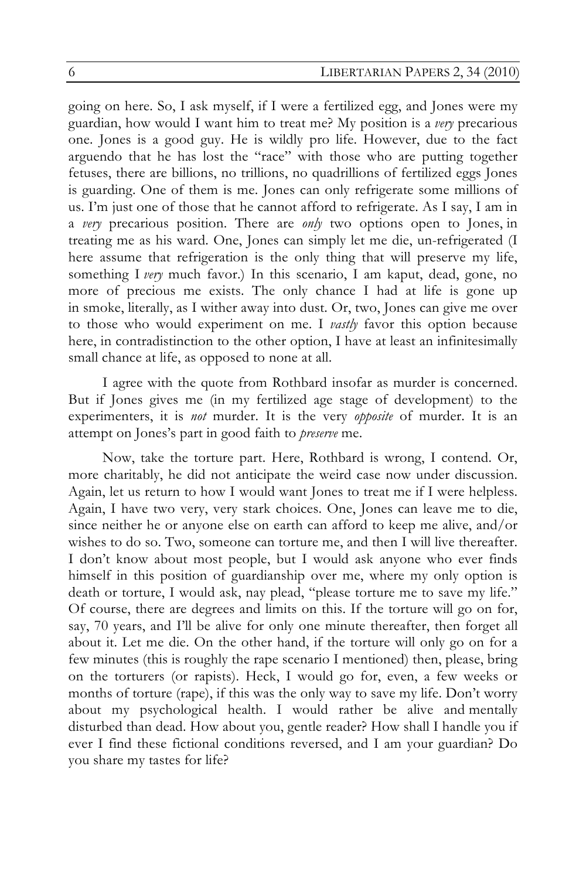going on here. So, I ask myself, if I were a fertilized egg, and Jones were my guardian, how would I want him to treat me? My position is a *very* precarious one. Jones is a good guy. He is wildly pro life. However, due to the fact arguendo that he has lost the "race" with those who are putting together fetuses, there are billions, no trillions, no quadrillions of fertilized eggs Jones is guarding. One of them is me. Jones can only refrigerate some millions of us. I'm just one of those that he cannot afford to refrigerate. As I say, I am in a *very* precarious position. There are *only* two options open to Jones, in treating me as his ward. One, Jones can simply let me die, un-refrigerated (I here assume that refrigeration is the only thing that will preserve my life, something I *very* much favor.) In this scenario, I am kaput, dead, gone, no more of precious me exists. The only chance I had at life is gone up in smoke, literally, as I wither away into dust. Or, two, Jones can give me over to those who would experiment on me. I *vastly* favor this option because here, in contradistinction to the other option, I have at least an infinitesimally small chance at life, as opposed to none at all.

I agree with the quote from Rothbard insofar as murder is concerned. But if Jones gives me (in my fertilized age stage of development) to the experimenters, it is *not* murder. It is the very *opposite* of murder. It is an attempt on Jones's part in good faith to *preserve* me.

Now, take the torture part. Here, Rothbard is wrong, I contend. Or, more charitably, he did not anticipate the weird case now under discussion. Again, let us return to how I would want Jones to treat me if I were helpless. Again, I have two very, very stark choices. One, Jones can leave me to die, since neither he or anyone else on earth can afford to keep me alive, and/or wishes to do so. Two, someone can torture me, and then I will live thereafter. I don't know about most people, but I would ask anyone who ever finds himself in this position of guardianship over me, where my only option is death or torture, I would ask, nay plead, "please torture me to save my life." Of course, there are degrees and limits on this. If the torture will go on for, say, 70 years, and I'll be alive for only one minute thereafter, then forget all about it. Let me die. On the other hand, if the torture will only go on for a few minutes (this is roughly the rape scenario I mentioned) then, please, bring on the torturers (or rapists). Heck, I would go for, even, a few weeks or months of torture (rape), if this was the only way to save my life. Don't worry about my psychological health. I would rather be alive and mentally disturbed than dead. How about you, gentle reader? How shall I handle you if ever I find these fictional conditions reversed, and I am your guardian? Do you share my tastes for life?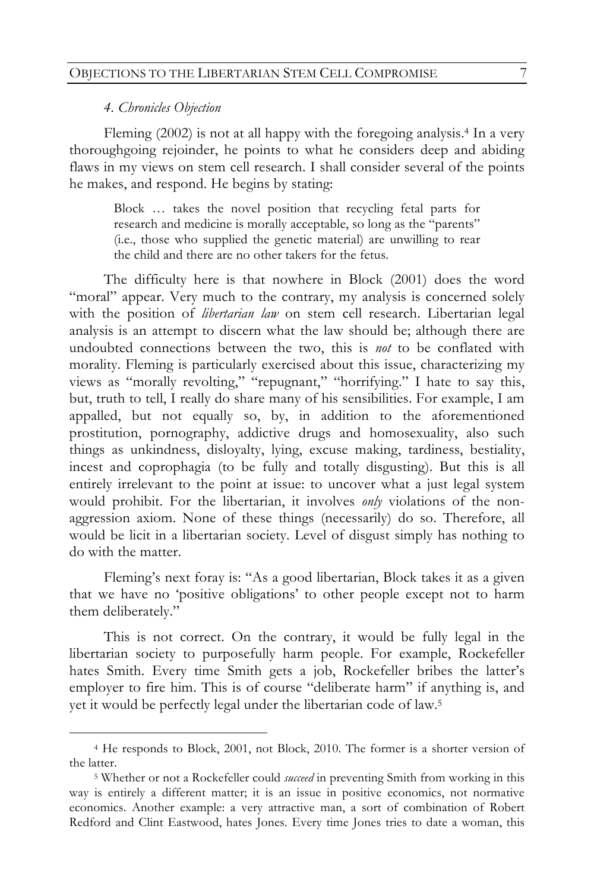### *4. Chronicles Objection*

Fleming (2002) is not at all happy with the foregoing analysis.[4] In a very thoroughgoing rejoinder, he points to what he considers deep and abiding flaws in my views on stem cell research. I shall consider several of the points he makes, and respond. He begins by stating:

> Block … takes the novel position that recycling fetal parts for research and medicine is morally acceptable, so long as the "parents" (i.e., those who supplied the genetic material) are unwilling to rear the child and there are no other takers for the fetus.

The difficulty here is that nowhere in Block (2001) does the word "moral" appear. Very much to the contrary, my analysis is concerned solely with the position of *libertarian law* on stem cell research. Libertarian legal analysis is an attempt to discern what the law should be; although there are undoubted connections between the two, this is *not* to be conflated with morality. Fleming is particularly exercised about this issue, characterizing my views as "morally revolting," "repugnant," "horrifying." I hate to say this, but, truth to tell, I really do share many of his sensibilities. For example, I am appalled, but not equally so, by, in addition to the aforementioned prostitution, pornography, addictive drugs and homosexuality, also such things as unkindness, disloyalty, lying, excuse making, tardiness, bestiality, incest and coprophagia (to be fully and totally disgusting). But this is all entirely irrelevant to the point at issue: to uncover what a just legal system would prohibit. For the libertarian, it involves *only* violations of the non-aggression axiom. None of these things (necessarily) do so. Therefore, all would be licit in a libertarian society. Level of disgust simply has nothing to do with the matter.

Fleming's next foray is: "As a good libertarian, Block takes it as a given that we have no 'positive obligations' to other people except not to harm them deliberately."

This is not correct. On the contrary, it would be fully legal in the libertarian society to purposefully harm people. For example, Rockefeller hates Smith. Every time Smith gets a job, Rockefeller bribes the latter's employer to fire him. This is of course "deliberate harm" if anything is, and yet it would be perfectly legal under the libertarian code of law.[5]

---

[4] He responds to Block, 2001, not Block, 2010. The former is a shorter version of the latter.

[5] Whether or not a Rockefeller could *succeed* in preventing Smith from working in this way is entirely a different matter; it is an issue in positive economics, not normative economics. Another example: a very attractive man, a sort of combination of Robert Redford and Clint Eastwood, hates Jones. Every time Jones tries to date a woman, this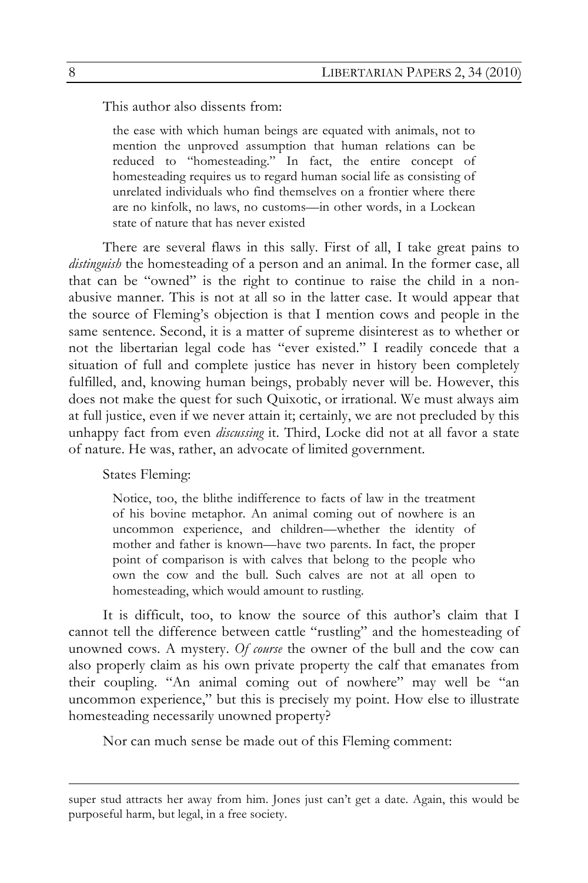This author also dissents from:

> the ease with which human beings are equated with animals, not to mention the unproved assumption that human relations can be reduced to "homesteading." In fact, the entire concept of homesteading requires us to regard human social life as consisting of unrelated individuals who find themselves on a frontier where there are no kinfolk, no laws, no customs—in other words, in a Lockean state of nature that has never existed

There are several flaws in this sally. First of all, I take great pains to *distinguish* the homesteading of a person and an animal. In the former case, all that can be "owned" is the right to continue to raise the child in a non-abusive manner. This is not at all so in the latter case. It would appear that the source of Fleming's objection is that I mention cows and people in the same sentence. Second, it is a matter of supreme disinterest as to whether or not the libertarian legal code has "ever existed." I readily concede that a situation of full and complete justice has never in history been completely fulfilled, and, knowing human beings, probably never will be. However, this does not make the quest for such Quixotic, or irrational. We must always aim at full justice, even if we never attain it; certainly, we are not precluded by this unhappy fact from even *discussing* it. Third, Locke did not at all favor a state of nature. He was, rather, an advocate of limited government.

States Fleming:

> Notice, too, the blithe indifference to facts of law in the treatment of his bovine metaphor. An animal coming out of nowhere is an uncommon experience, and children—whether the identity of mother and father is known—have two parents. In fact, the proper point of comparison is with calves that belong to the people who own the cow and the bull. Such calves are not at all open to homesteading, which would amount to rustling.

It is difficult, too, to know the source of this author's claim that I cannot tell the difference between cattle "rustling" and the homesteading of unowned cows. A mystery. *Of course* the owner of the bull and the cow can also properly claim as his own private property the calf that emanates from their coupling. "An animal coming out of nowhere" may well be "an uncommon experience," but this is precisely my point. How else to illustrate homesteading necessarily unowned property?

Nor can much sense be made out of this Fleming comment:

---

super stud attracts her away from him. Jones just can't get a date. Again, this would be purposeful harm, but legal, in a free society.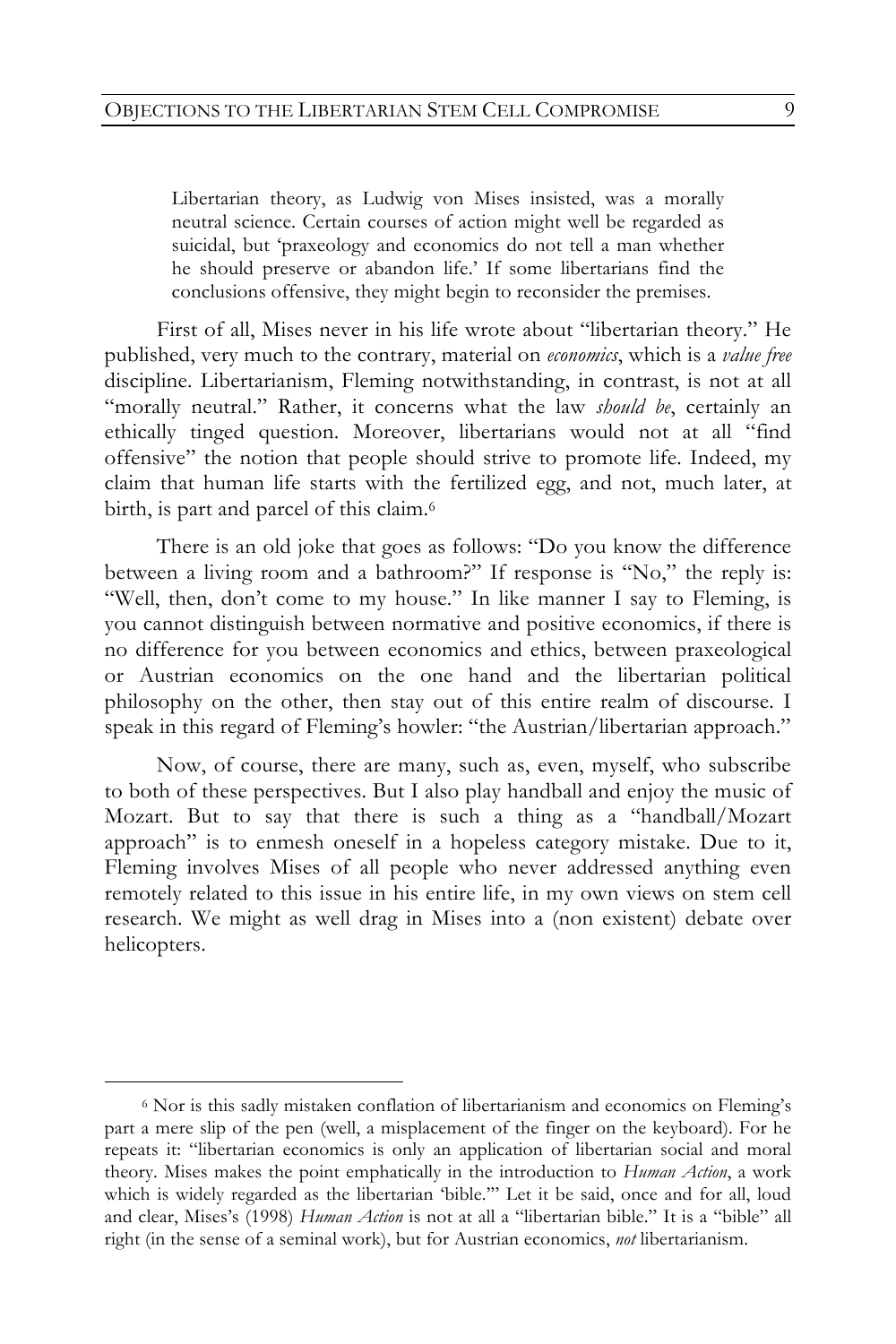> Libertarian theory, as Ludwig von Mises insisted, was a morally neutral science. Certain courses of action might well be regarded as suicidal, but 'praxeology and economics do not tell a man whether he should preserve or abandon life.' If some libertarians find the conclusions offensive, they might begin to reconsider the premises.

First of all, Mises never in his life wrote about "libertarian theory." He published, very much to the contrary, material on *economics*, which is a *value free* discipline. Libertarianism, Fleming notwithstanding, in contrast, is not at all "morally neutral." Rather, it concerns what the law *should be*, certainly an ethically tinged question. Moreover, libertarians would not at all "find offensive" the notion that people should strive to promote life. Indeed, my claim that human life starts with the fertilized egg, and not, much later, at birth, is part and parcel of this claim.[6]

There is an old joke that goes as follows: "Do you know the difference between a living room and a bathroom?" If response is "No," the reply is: "Well, then, don't come to my house." In like manner I say to Fleming, is you cannot distinguish between normative and positive economics, if there is no difference for you between economics and ethics, between praxeological or Austrian economics on the one hand and the libertarian political philosophy on the other, then stay out of this entire realm of discourse. I speak in this regard of Fleming's howler: "the Austrian/libertarian approach."

Now, of course, there are many, such as, even, myself, who subscribe to both of these perspectives. But I also play handball and enjoy the music of Mozart. But to say that there is such a thing as a "handball/Mozart approach" is to enmesh oneself in a hopeless category mistake. Due to it, Fleming involves Mises of all people who never addressed anything even remotely related to this issue in his entire life, in my own views on stem cell research. We might as well drag in Mises into a (non existent) debate over helicopters.

---

[6] Nor is this sadly mistaken conflation of libertarianism and economics on Fleming's part a mere slip of the pen (well, a misplacement of the finger on the keyboard). For he repeats it: "libertarian economics is only an application of libertarian social and moral theory. Mises makes the point emphatically in the introduction to *Human Action*, a work which is widely regarded as the libertarian 'bible.'" Let it be said, once and for all, loud and clear, Mises's (1998) *Human Action* is not at all a "libertarian bible." It is a "bible" all right (in the sense of a seminal work), but for Austrian economics, *not* libertarianism.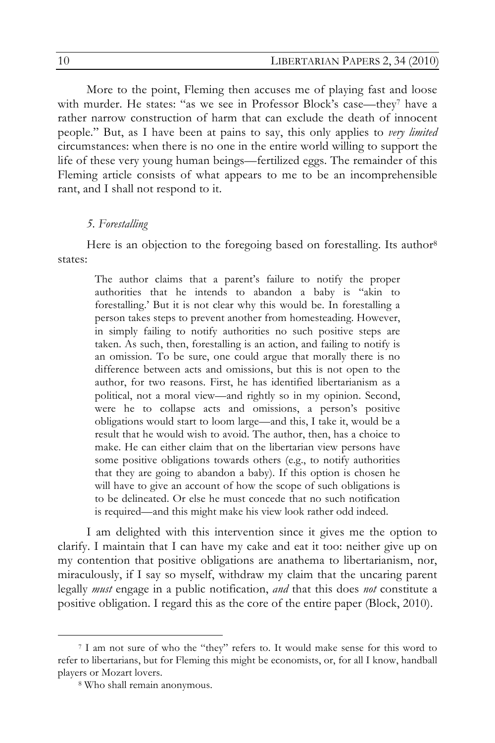More to the point, Fleming then accuses me of playing fast and loose with murder. He states: "as we see in Professor Block's case—they[7] have a rather narrow construction of harm that can exclude the death of innocent people." But, as I have been at pains to say, this only applies to *very limited* circumstances: when there is no one in the entire world willing to support the life of these very young human beings—fertilized eggs. The remainder of this Fleming article consists of what appears to me to be an incomprehensible rant, and I shall not respond to it.

### *5. Forestalling*

Here is an objection to the foregoing based on forestalling. Its author[8] states:

> The author claims that a parent's failure to notify the proper authorities that he intends to abandon a baby is "akin to forestalling.' But it is not clear why this would be. In forestalling a person takes steps to prevent another from homesteading. However, in simply failing to notify authorities no such positive steps are taken. As such, then, forestalling is an action, and failing to notify is an omission. To be sure, one could argue that morally there is no difference between acts and omissions, but this is not open to the author, for two reasons. First, he has identified libertarianism as a political, not a moral view—and rightly so in my opinion. Second, were he to collapse acts and omissions, a person's positive obligations would start to loom large—and this, I take it, would be a result that he would wish to avoid. The author, then, has a choice to make. He can either claim that on the libertarian view persons have some positive obligations towards others (e.g., to notify authorities that they are going to abandon a baby). If this option is chosen he will have to give an account of how the scope of such obligations is to be delineated. Or else he must concede that no such notification is required—and this might make his view look rather odd indeed.

I am delighted with this intervention since it gives me the option to clarify. I maintain that I can have my cake and eat it too: neither give up on my contention that positive obligations are anathema to libertarianism, nor, miraculously, if I say so myself, withdraw my claim that the uncaring parent legally *must* engage in a public notification, *and* that this does *not* constitute a positive obligation. I regard this as the core of the entire paper (Block, 2010).

---

[7] I am not sure of who the "they" refers to. It would make sense for this word to refer to libertarians, but for Fleming this might be economists, or, for all I know, handball players or Mozart lovers.

[8] Who shall remain anonymous.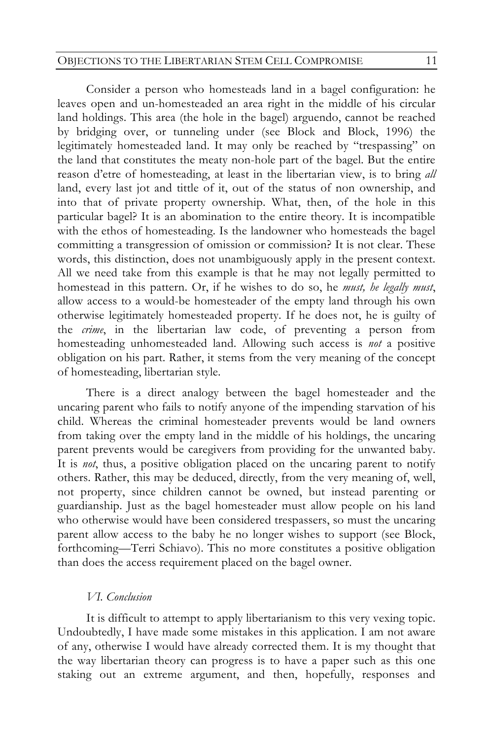Consider a person who homesteads land in a bagel configuration: he leaves open and un-homesteaded an area right in the middle of his circular land holdings. This area (the hole in the bagel) arguendo, cannot be reached by bridging over, or tunneling under (see Block and Block, 1996) the legitimately homesteaded land. It may only be reached by "trespassing" on the land that constitutes the meaty non-hole part of the bagel. But the entire reason d'etre of homesteading, at least in the libertarian view, is to bring *all* land, every last jot and tittle of it, out of the status of non ownership, and into that of private property ownership. What, then, of the hole in this particular bagel? It is an abomination to the entire theory. It is incompatible with the ethos of homesteading. Is the landowner who homesteads the bagel committing a transgression of omission or commission? It is not clear. These words, this distinction, does not unambiguously apply in the present context. All we need take from this example is that he may not legally permitted to homestead in this pattern. Or, if he wishes to do so, he *must, he legally must*, allow access to a would-be homesteader of the empty land through his own otherwise legitimately homesteaded property. If he does not, he is guilty of the *crime*, in the libertarian law code, of preventing a person from homesteading unhomesteaded land. Allowing such access is *not* a positive obligation on his part. Rather, it stems from the very meaning of the concept of homesteading, libertarian style.

There is a direct analogy between the bagel homesteader and the uncaring parent who fails to notify anyone of the impending starvation of his child. Whereas the criminal homesteader prevents would be land owners from taking over the empty land in the middle of his holdings, the uncaring parent prevents would be caregivers from providing for the unwanted baby. It is *not*, thus, a positive obligation placed on the uncaring parent to notify others. Rather, this may be deduced, directly, from the very meaning of, well, not property, since children cannot be owned, but instead parenting or guardianship. Just as the bagel homesteader must allow people on his land who otherwise would have been considered trespassers, so must the uncaring parent allow access to the baby he no longer wishes to support (see Block, forthcoming—Terri Schiavo). This no more constitutes a positive obligation than does the access requirement placed on the bagel owner.

### *VI. Conclusion*

It is difficult to attempt to apply libertarianism to this very vexing topic. Undoubtedly, I have made some mistakes in this application. I am not aware of any, otherwise I would have already corrected them. It is my thought that the way libertarian theory can progress is to have a paper such as this one staking out an extreme argument, and then, hopefully, responses and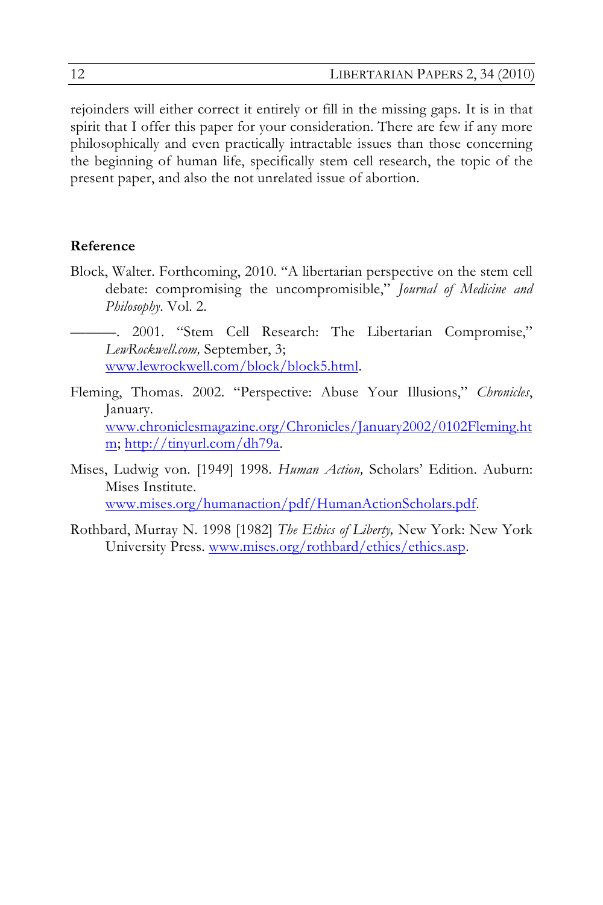rejoinders will either correct it entirely or fill in the missing gaps. It is in that spirit that I offer this paper for your consideration. There are few if any more philosophically and even practically intractable issues than those concerning the beginning of human life, specifically stem cell research, the topic of the present paper, and also the not unrelated issue of abortion.

## Reference

Block, Walter. Forthcoming, 2010. "A libertarian perspective on the stem cell debate: compromising the uncompromisible," *Journal of Medicine and Philosophy*. Vol. 2.

———. 2001. "Stem Cell Research: The Libertarian Compromise," *LewRockwell.com,* September, 3; www.lewrockwell.com/block/block5.html.

Fleming, Thomas. 2002. "Perspective: Abuse Your Illusions," *Chronicles*, January. www.chroniclesmagazine.org/Chronicles/January2002/0102Fleming.htm; http://tinyurl.com/dh79a.

Mises, Ludwig von. [1949] 1998. *Human Action,* Scholars' Edition. Auburn: Mises Institute. www.mises.org/humanaction/pdf/HumanActionScholars.pdf.

Rothbard, Murray N. 1998 [1982] *The Ethics of Liberty,* New York: New York University Press. www.mises.org/rothbard/ethics/ethics.asp.